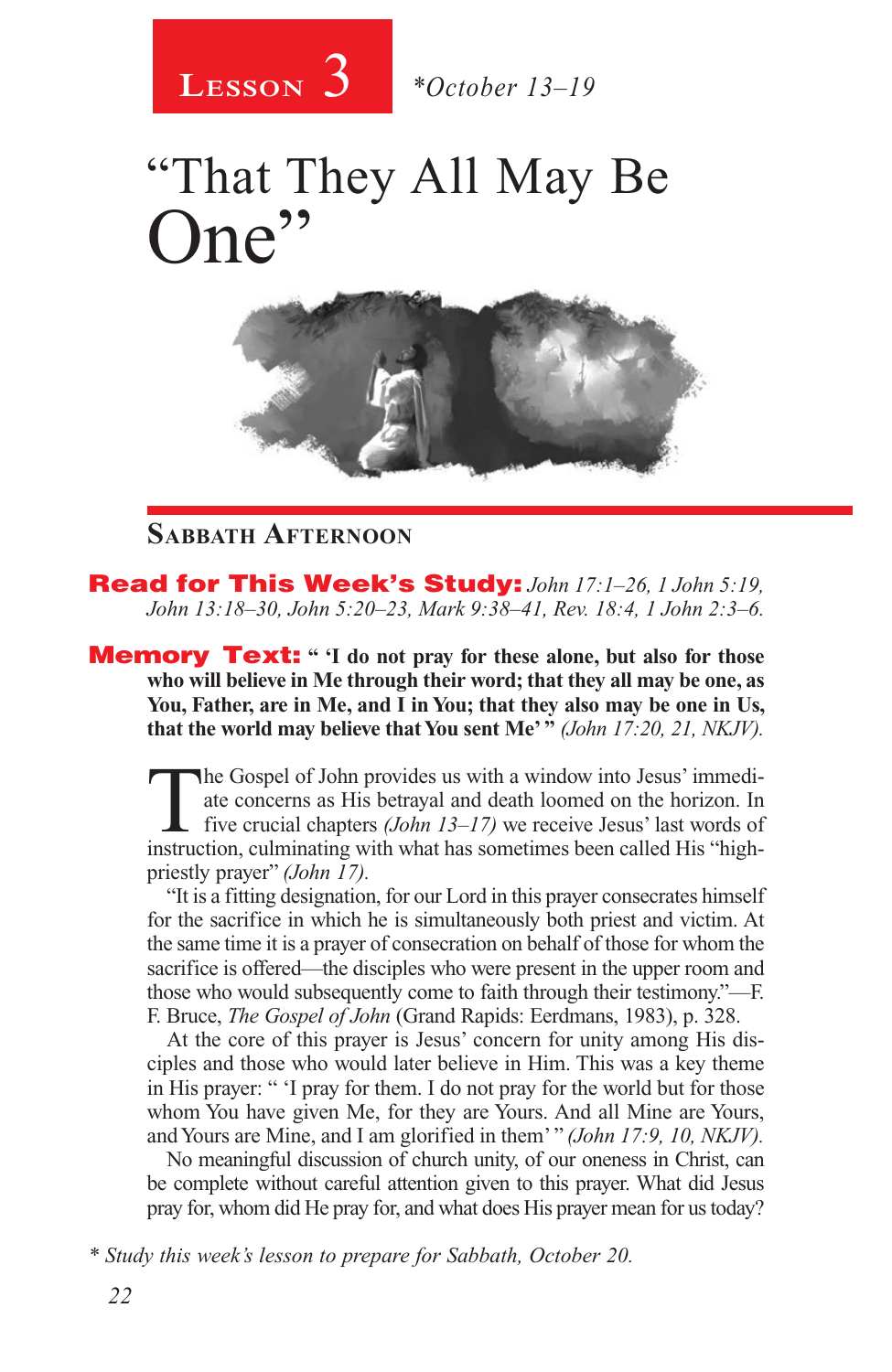# Lesson 3 *October 13–19

# "That They All May Be One"

## Sabbath Afternoon

**Read for This Week's Study:** *John 17:1–26, 1 John 5:19, John 13:18–30, John 5:20–23, Mark 9:38–41, Rev. 18:4, 1 John 2:3–6.*

**Memory Text:** **" 'I do not pray for these alone, but also for those who will believe in Me through their word; that they all may be one, as You, Father, are in Me, and I in You; that they also may be one in Us, that the world may believe that You sent Me' "** *(John 17:20, 21, NKJV).*

The Gospel of John provides us with a window into Jesus' immediate concerns as His betrayal and death loomed on the horizon. In five crucial chapters *(John 13–17)* we receive Jesus' last words of instruction, culminating with what has sometimes been called His "high-priestly prayer" *(John 17).*

"It is a fitting designation, for our Lord in this prayer consecrates himself for the sacrifice in which he is simultaneously both priest and victim. At the same time it is a prayer of consecration on behalf of those for whom the sacrifice is offered—the disciples who were present in the upper room and those who would subsequently come to faith through their testimony."—F. F. Bruce, *The Gospel of John* (Grand Rapids: Eerdmans, 1983), p. 328.

At the core of this prayer is Jesus' concern for unity among His disciples and those who would later believe in Him. This was a key theme in His prayer: " 'I pray for them. I do not pray for the world but for those whom You have given Me, for they are Yours. And all Mine are Yours, and Yours are Mine, and I am glorified in them' " *(John 17:9, 10, NKJV).*

No meaningful discussion of church unity, of our oneness in Christ, can be complete without careful attention given to this prayer. What did Jesus pray for, whom did He pray for, and what does His prayer mean for us today?

*\* Study this week's lesson to prepare for Sabbath, October 20.*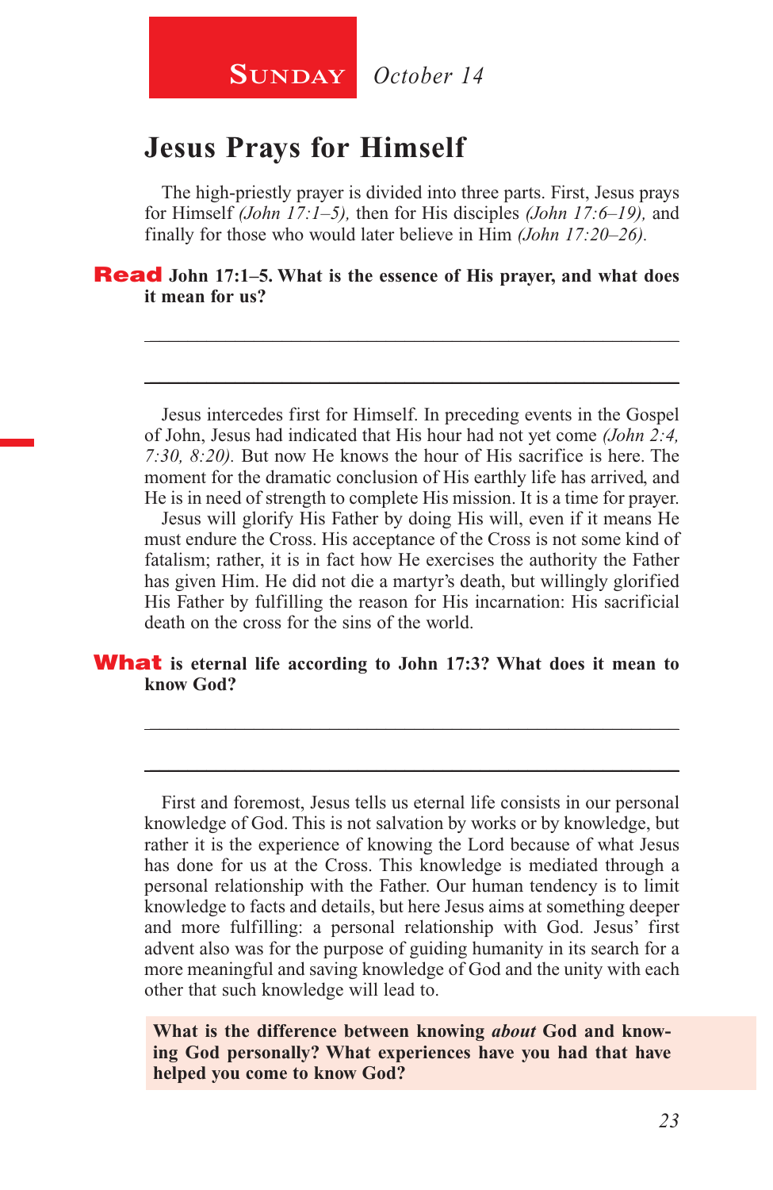**SUNDAY** *October 14*

# Jesus Prays for Himself

The high-priestly prayer is divided into three parts. First, Jesus prays for Himself *(John 17:1–5),* then for His disciples *(John 17:6–19),* and finally for those who would later believe in Him *(John 17:20–26).*

**Read John 17:1–5. What is the essence of His prayer, and what does it mean for us?**

_______________________________________________________________

_______________________________________________________________

Jesus intercedes first for Himself. In preceding events in the Gospel of John, Jesus had indicated that His hour had not yet come *(John 2:4, 7:30, 8:20).* But now He knows the hour of His sacrifice is here. The moment for the dramatic conclusion of His earthly life has arrived, and He is in need of strength to complete His mission. It is a time for prayer.

Jesus will glorify His Father by doing His will, even if it means He must endure the Cross. His acceptance of the Cross is not some kind of fatalism; rather, it is in fact how He exercises the authority the Father has given Him. He did not die a martyr's death, but willingly glorified His Father by fulfilling the reason for His incarnation: His sacrificial death on the cross for the sins of the world.

**What is eternal life according to John 17:3? What does it mean to know God?**

_______________________________________________________________

_______________________________________________________________

First and foremost, Jesus tells us eternal life consists in our personal knowledge of God. This is not salvation by works or by knowledge, but rather it is the experience of knowing the Lord because of what Jesus has done for us at the Cross. This knowledge is mediated through a personal relationship with the Father. Our human tendency is to limit knowledge to facts and details, but here Jesus aims at something deeper and more fulfilling: a personal relationship with God. Jesus' first advent also was for the purpose of guiding humanity in its search for a more meaningful and saving knowledge of God and the unity with each other that such knowledge will lead to.

**What is the difference between knowing *about* God and knowing God personally? What experiences have you had that have helped you come to know God?**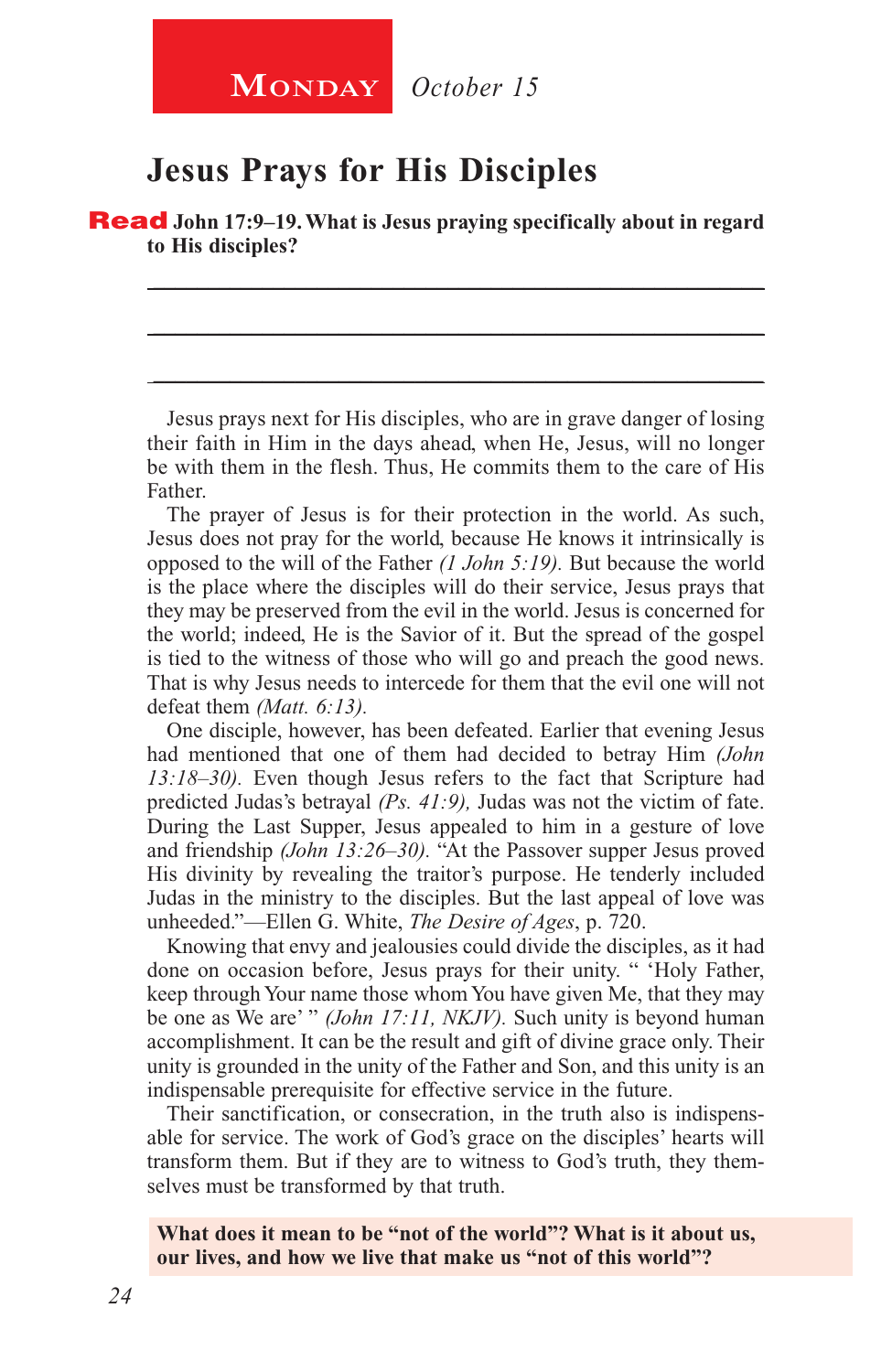**Monday** *October 15*

## Jesus Prays for His Disciples

**Read John 17:9–19. What is Jesus praying specifically about in regard to His disciples?**

\_\_\_\_\_\_\_\_\_\_\_\_\_\_\_\_\_\_\_\_\_\_\_\_\_\_\_\_\_\_\_\_\_\_\_\_\_\_\_\_\_\_\_\_\_\_\_\_\_\_\_\_\_\_\_\_

\_\_\_\_\_\_\_\_\_\_\_\_\_\_\_\_\_\_\_\_\_\_\_\_\_\_\_\_\_\_\_\_\_\_\_\_\_\_\_\_\_\_\_\_\_\_\_\_\_\_\_\_\_\_\_\_

\_\_\_\_\_\_\_\_\_\_\_\_\_\_\_\_\_\_\_\_\_\_\_\_\_\_\_\_\_\_\_\_\_\_\_\_\_\_\_\_\_\_\_\_\_\_\_\_\_\_\_\_\_\_\_\_

Jesus prays next for His disciples, who are in grave danger of losing their faith in Him in the days ahead, when He, Jesus, will no longer be with them in the flesh. Thus, He commits them to the care of His Father.

The prayer of Jesus is for their protection in the world. As such, Jesus does not pray for the world, because He knows it intrinsically is opposed to the will of the Father *(1 John 5:19).* But because the world is the place where the disciples will do their service, Jesus prays that they may be preserved from the evil in the world. Jesus is concerned for the world; indeed, He is the Savior of it. But the spread of the gospel is tied to the witness of those who will go and preach the good news. That is why Jesus needs to intercede for them that the evil one will not defeat them *(Matt. 6:13).*

One disciple, however, has been defeated. Earlier that evening Jesus had mentioned that one of them had decided to betray Him *(John 13:18–30).* Even though Jesus refers to the fact that Scripture had predicted Judas's betrayal *(Ps. 41:9),* Judas was not the victim of fate. During the Last Supper, Jesus appealed to him in a gesture of love and friendship *(John 13:26–30).* "At the Passover supper Jesus proved His divinity by revealing the traitor's purpose. He tenderly included Judas in the ministry to the disciples. But the last appeal of love was unheeded."—Ellen G. White, *The Desire of Ages*, p. 720.

Knowing that envy and jealousies could divide the disciples, as it had done on occasion before, Jesus prays for their unity. " 'Holy Father, keep through Your name those whom You have given Me, that they may be one as We are' " *(John 17:11, NKJV).* Such unity is beyond human accomplishment. It can be the result and gift of divine grace only. Their unity is grounded in the unity of the Father and Son, and this unity is an indispensable prerequisite for effective service in the future.

Their sanctification, or consecration, in the truth also is indispensable for service. The work of God's grace on the disciples' hearts will transform them. But if they are to witness to God's truth, they themselves must be transformed by that truth.

**What does it mean to be "not of the world"? What is it about us, our lives, and how we live that make us "not of this world"?**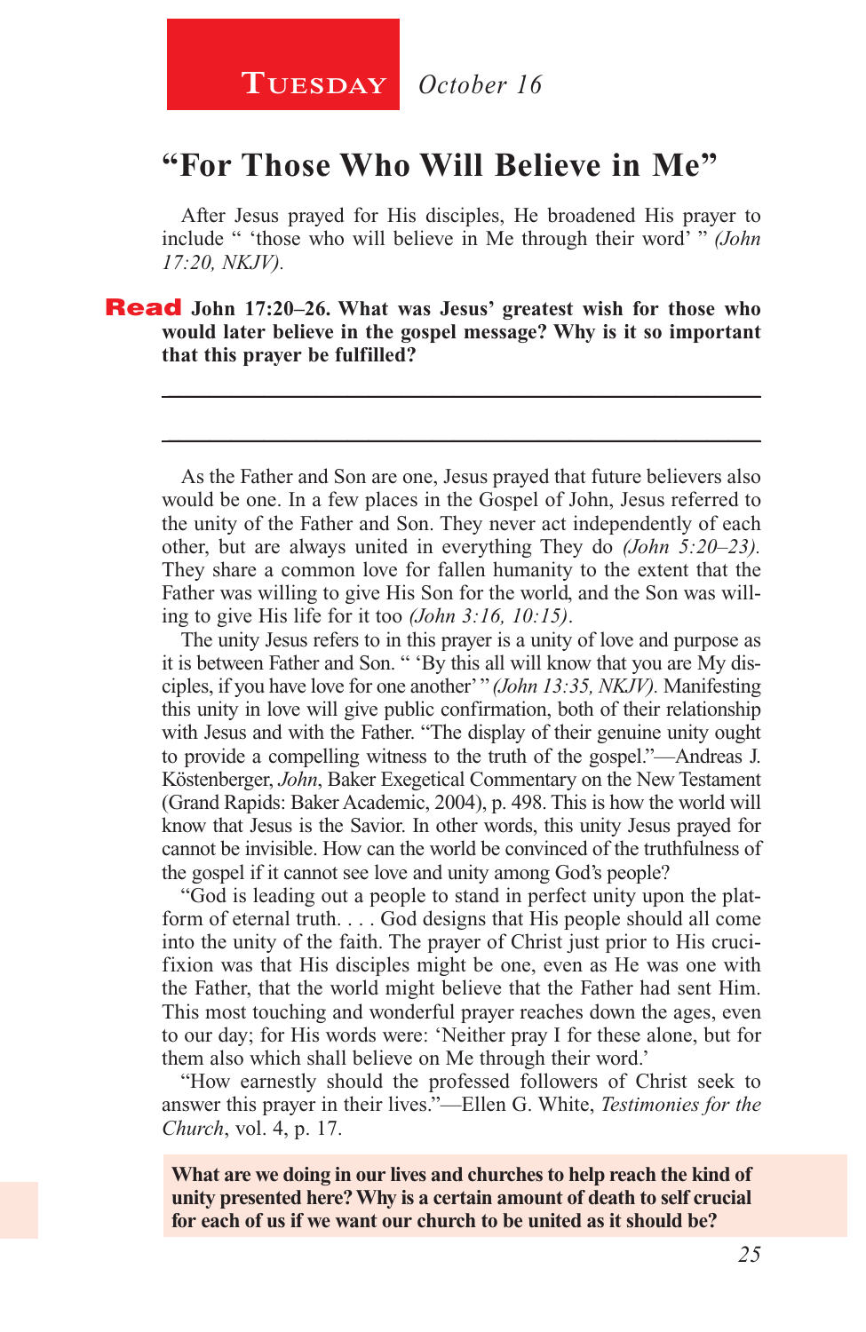**Tuesday** *October 16*

# "For Those Who Will Believe in Me"

After Jesus prayed for His disciples, He broadened His prayer to include " 'those who will believe in Me through their word' " *(John 17:20, NKJV).*

**Read John 17:20–26. What was Jesus' greatest wish for those who would later believe in the gospel message? Why is it so important that this prayer be fulfilled?**

_______________________________________________________________

_______________________________________________________________

As the Father and Son are one, Jesus prayed that future believers also would be one. In a few places in the Gospel of John, Jesus referred to the unity of the Father and Son. They never act independently of each other, but are always united in everything They do *(John 5:20–23).* They share a common love for fallen humanity to the extent that the Father was willing to give His Son for the world, and the Son was willing to give His life for it too *(John 3:16, 10:15)*.

The unity Jesus refers to in this prayer is a unity of love and purpose as it is between Father and Son. " 'By this all will know that you are My disciples, if you have love for one another' " *(John 13:35, NKJV).* Manifesting this unity in love will give public confirmation, both of their relationship with Jesus and with the Father. "The display of their genuine unity ought to provide a compelling witness to the truth of the gospel."—Andreas J. Köstenberger, *John*, Baker Exegetical Commentary on the New Testament (Grand Rapids: Baker Academic, 2004), p. 498. This is how the world will know that Jesus is the Savior. In other words, this unity Jesus prayed for cannot be invisible. How can the world be convinced of the truthfulness of the gospel if it cannot see love and unity among God's people?

"God is leading out a people to stand in perfect unity upon the platform of eternal truth. . . . God designs that His people should all come into the unity of the faith. The prayer of Christ just prior to His crucifixion was that His disciples might be one, even as He was one with the Father, that the world might believe that the Father had sent Him. This most touching and wonderful prayer reaches down the ages, even to our day; for His words were: 'Neither pray I for these alone, but for them also which shall believe on Me through their word.'

"How earnestly should the professed followers of Christ seek to answer this prayer in their lives."—Ellen G. White, *Testimonies for the Church*, vol. 4, p. 17.

**What are we doing in our lives and churches to help reach the kind of unity presented here? Why is a certain amount of death to self crucial for each of us if we want our church to be united as it should be?**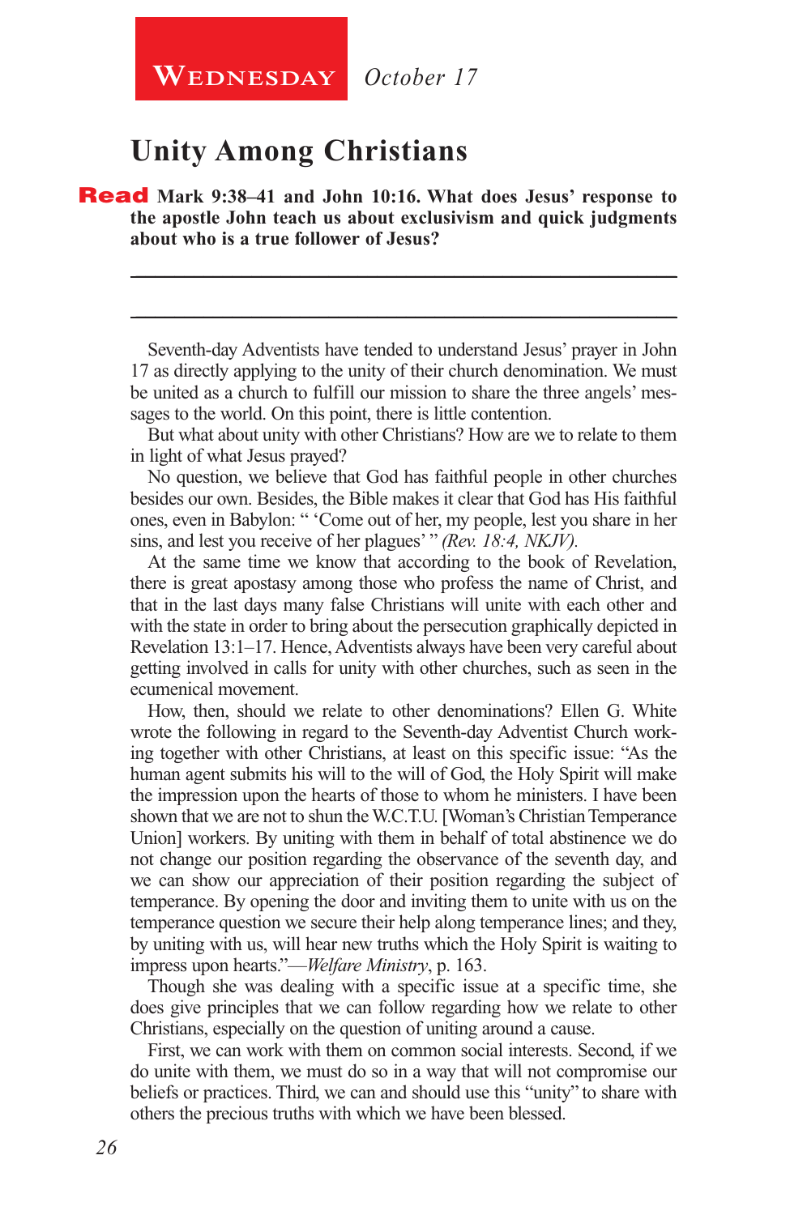**Wednesday** *October 17*

## Unity Among Christians

**Read Mark 9:38–41 and John 10:16. What does Jesus' response to the apostle John teach us about exclusivism and quick judgments about who is a true follower of Jesus?**

_______________________________________________

_______________________________________________

Seventh-day Adventists have tended to understand Jesus' prayer in John 17 as directly applying to the unity of their church denomination. We must be united as a church to fulfill our mission to share the three angels' messages to the world. On this point, there is little contention.

But what about unity with other Christians? How are we to relate to them in light of what Jesus prayed?

No question, we believe that God has faithful people in other churches besides our own. Besides, the Bible makes it clear that God has His faithful ones, even in Babylon: " 'Come out of her, my people, lest you share in her sins, and lest you receive of her plagues' " *(Rev. 18:4, NKJV).*

At the same time we know that according to the book of Revelation, there is great apostasy among those who profess the name of Christ, and that in the last days many false Christians will unite with each other and with the state in order to bring about the persecution graphically depicted in Revelation 13:1–17. Hence, Adventists always have been very careful about getting involved in calls for unity with other churches, such as seen in the ecumenical movement.

How, then, should we relate to other denominations? Ellen G. White wrote the following in regard to the Seventh-day Adventist Church working together with other Christians, at least on this specific issue: "As the human agent submits his will to the will of God, the Holy Spirit will make the impression upon the hearts of those to whom he ministers. I have been shown that we are not to shun the W.C.T.U. [Woman's Christian Temperance Union] workers. By uniting with them in behalf of total abstinence we do not change our position regarding the observance of the seventh day, and we can show our appreciation of their position regarding the subject of temperance. By opening the door and inviting them to unite with us on the temperance question we secure their help along temperance lines; and they, by uniting with us, will hear new truths which the Holy Spirit is waiting to impress upon hearts."—*Welfare Ministry*, p. 163.

Though she was dealing with a specific issue at a specific time, she does give principles that we can follow regarding how we relate to other Christians, especially on the question of uniting around a cause.

First, we can work with them on common social interests. Second, if we do unite with them, we must do so in a way that will not compromise our beliefs or practices. Third, we can and should use this "unity" to share with others the precious truths with which we have been blessed.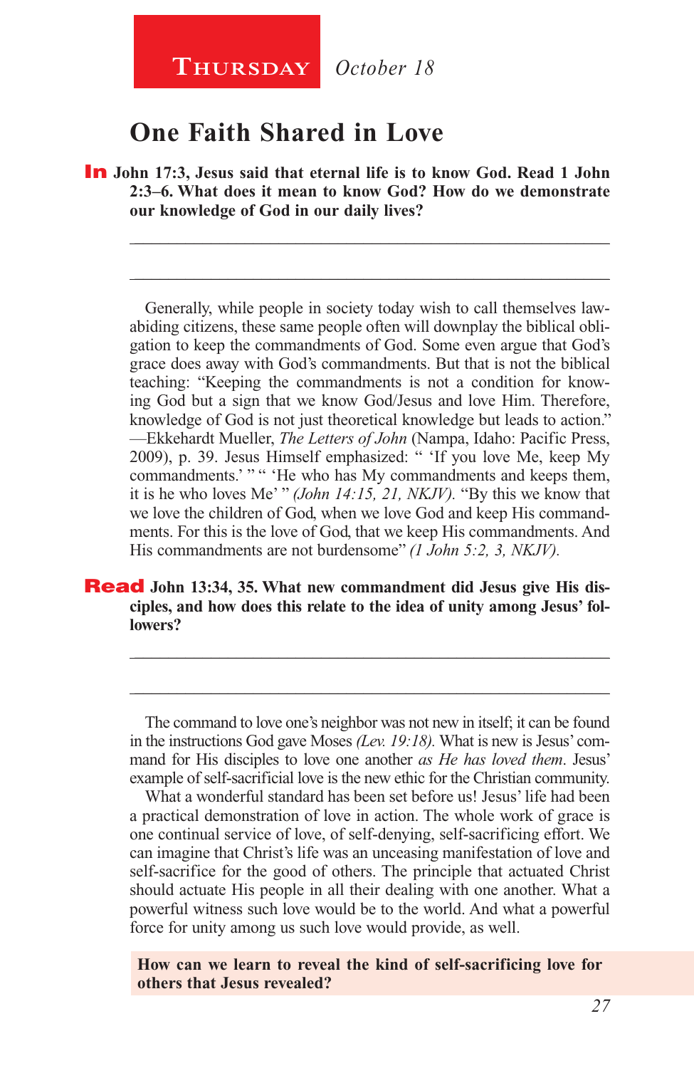**Thursday** *October 18*

# One Faith Shared in Love

**In John 17:3, Jesus said that eternal life is to know God. Read 1 John 2:3–6. What does it mean to know God? How do we demonstrate our knowledge of God in our daily lives?**

_______________________________________________________________

_______________________________________________________________

Generally, while people in society today wish to call themselves law-abiding citizens, these same people often will downplay the biblical obligation to keep the commandments of God. Some even argue that God's grace does away with God's commandments. But that is not the biblical teaching: "Keeping the commandments is not a condition for knowing God but a sign that we know God/Jesus and love Him. Therefore, knowledge of God is not just theoretical knowledge but leads to action." —Ekkehardt Mueller, *The Letters of John* (Nampa, Idaho: Pacific Press, 2009), p. 39. Jesus Himself emphasized: " 'If you love Me, keep My commandments.' " " 'He who has My commandments and keeps them, it is he who loves Me' " *(John 14:15, 21, NKJV).* "By this we know that we love the children of God, when we love God and keep His commandments. For this is the love of God, that we keep His commandments. And His commandments are not burdensome" *(1 John 5:2, 3, NKJV).*

**Read John 13:34, 35. What new commandment did Jesus give His disciples, and how does this relate to the idea of unity among Jesus' followers?**

_______________________________________________________________

_______________________________________________________________

The command to love one's neighbor was not new in itself; it can be found in the instructions God gave Moses *(Lev. 19:18).* What is new is Jesus' command for His disciples to love one another *as He has loved them*. Jesus' example of self-sacrificial love is the new ethic for the Christian community.

What a wonderful standard has been set before us! Jesus' life had been a practical demonstration of love in action. The whole work of grace is one continual service of love, of self-denying, self-sacrificing effort. We can imagine that Christ's life was an unceasing manifestation of love and self-sacrifice for the good of others. The principle that actuated Christ should actuate His people in all their dealing with one another. What a powerful witness such love would be to the world. And what a powerful force for unity among us such love would provide, as well.

**How can we learn to reveal the kind of self-sacrificing love for others that Jesus revealed?**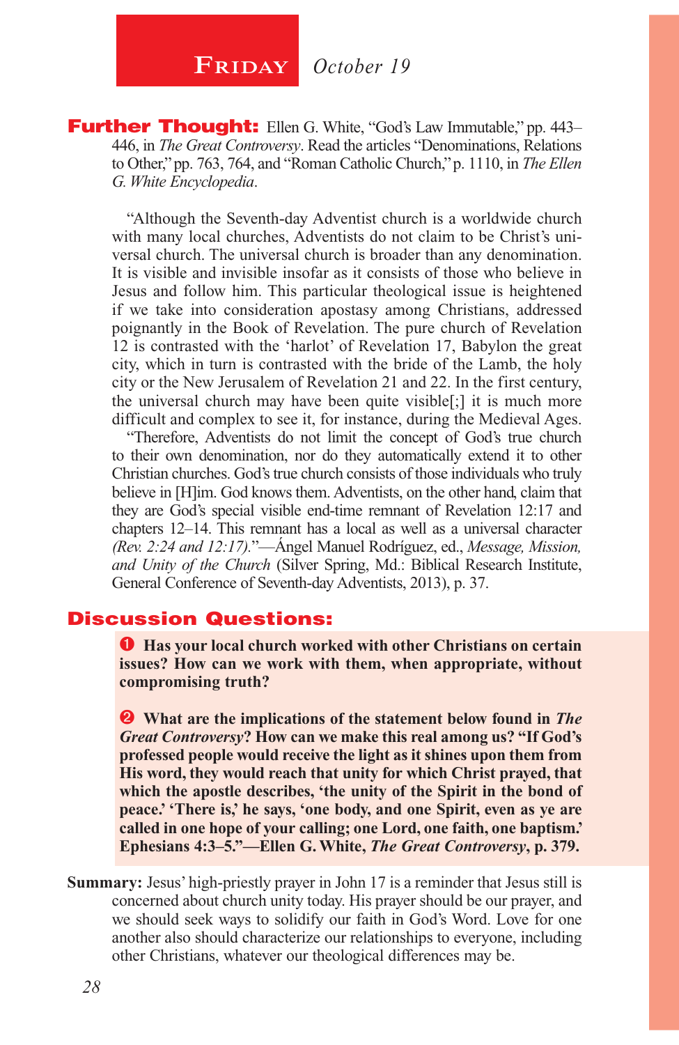## Friday *October 19*

**Further Thought:** Ellen G. White, "God's Law Immutable," pp. 443–446, in *The Great Controversy*. Read the articles "Denominations, Relations to Other," pp. 763, 764, and "Roman Catholic Church," p. 1110, in *The Ellen G. White Encyclopedia*.

"Although the Seventh-day Adventist church is a worldwide church with many local churches, Adventists do not claim to be Christ's universal church. The universal church is broader than any denomination. It is visible and invisible insofar as it consists of those who believe in Jesus and follow him. This particular theological issue is heightened if we take into consideration apostasy among Christians, addressed poignantly in the Book of Revelation. The pure church of Revelation 12 is contrasted with the 'harlot' of Revelation 17, Babylon the great city, which in turn is contrasted with the bride of the Lamb, the holy city or the New Jerusalem of Revelation 21 and 22. In the first century, the universal church may have been quite visible[;] it is much more difficult and complex to see it, for instance, during the Medieval Ages.

"Therefore, Adventists do not limit the concept of God's true church to their own denomination, nor do they automatically extend it to other Christian churches. God's true church consists of those individuals who truly believe in [H]im. God knows them. Adventists, on the other hand, claim that they are God's special visible end-time remnant of Revelation 12:17 and chapters 12–14. This remnant has a local as well as a universal character *(Rev. 2:24 and 12:17)*."—Ángel Manuel Rodríguez, ed., *Message, Mission, and Unity of the Church* (Silver Spring, Md.: Biblical Research Institute, General Conference of Seventh-day Adventists, 2013), p. 37.

## Discussion Questions:

1. **Has your local church worked with other Christians on certain issues? How can we work with them, when appropriate, without compromising truth?**

2. **What are the implications of the statement below found in *The Great Controversy*? How can we make this real among us? "If God's professed people would receive the light as it shines upon them from His word, they would reach that unity for which Christ prayed, that which the apostle describes, 'the unity of the Spirit in the bond of peace.' 'There is,' he says, 'one body, and one Spirit, even as ye are called in one hope of your calling; one Lord, one faith, one baptism.' Ephesians 4:3–5."—Ellen G. White, *The Great Controversy*, p. 379.**

**Summary:** Jesus' high-priestly prayer in John 17 is a reminder that Jesus still is concerned about church unity today. His prayer should be our prayer, and we should seek ways to solidify our faith in God's Word. Love for one another also should characterize our relationships to everyone, including other Christians, whatever our theological differences may be.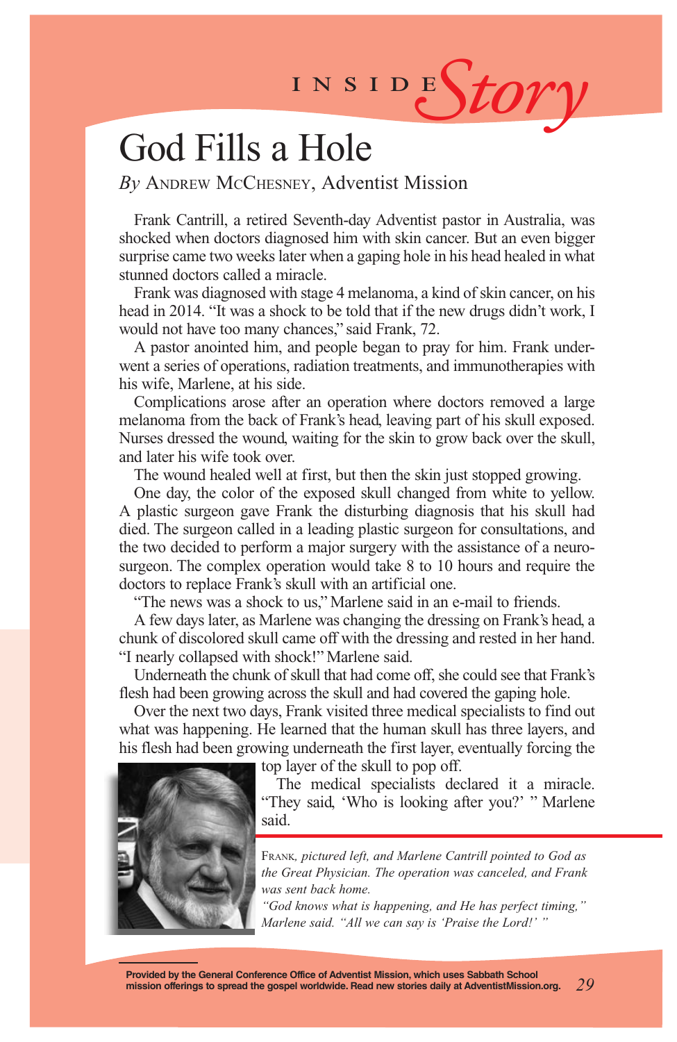INSIDE *Story*

# God Fills a Hole

*By* Andrew McChesney, Adventist Mission

Frank Cantrill, a retired Seventh-day Adventist pastor in Australia, was shocked when doctors diagnosed him with skin cancer. But an even bigger surprise came two weeks later when a gaping hole in his head healed in what stunned doctors called a miracle.

Frank was diagnosed with stage 4 melanoma, a kind of skin cancer, on his head in 2014. "It was a shock to be told that if the new drugs didn't work, I would not have too many chances," said Frank, 72.

A pastor anointed him, and people began to pray for him. Frank underwent a series of operations, radiation treatments, and immunotherapies with his wife, Marlene, at his side.

Complications arose after an operation where doctors removed a large melanoma from the back of Frank's head, leaving part of his skull exposed. Nurses dressed the wound, waiting for the skin to grow back over the skull, and later his wife took over.

The wound healed well at first, but then the skin just stopped growing.

One day, the color of the exposed skull changed from white to yellow. A plastic surgeon gave Frank the disturbing diagnosis that his skull had died. The surgeon called in a leading plastic surgeon for consultations, and the two decided to perform a major surgery with the assistance of a neurosurgeon. The complex operation would take 8 to 10 hours and require the doctors to replace Frank's skull with an artificial one.

"The news was a shock to us," Marlene said in an e-mail to friends.

A few days later, as Marlene was changing the dressing on Frank's head, a chunk of discolored skull came off with the dressing and rested in her hand. "I nearly collapsed with shock!" Marlene said.

Underneath the chunk of skull that had come off, she could see that Frank's flesh had been growing across the skull and had covered the gaping hole.

Over the next two days, Frank visited three medical specialists to find out what was happening. He learned that the human skull has three layers, and his flesh had been growing underneath the first layer, eventually forcing the top layer of the skull to pop off.

The medical specialists declared it a miracle. "They said, 'Who is looking after you?' " Marlene said.

Frank, *pictured left, and Marlene Cantrill pointed to God as the Great Physician. The operation was canceled, and Frank was sent back home.*

*"God knows what is happening, and He has perfect timing," Marlene said. "All we can say is 'Praise the Lord!' "*

**Provided by the General Conference Office of Adventist Mission, which uses Sabbath School mission offerings to spread the gospel worldwide. Read new stories daily at AdventistMission.org.**